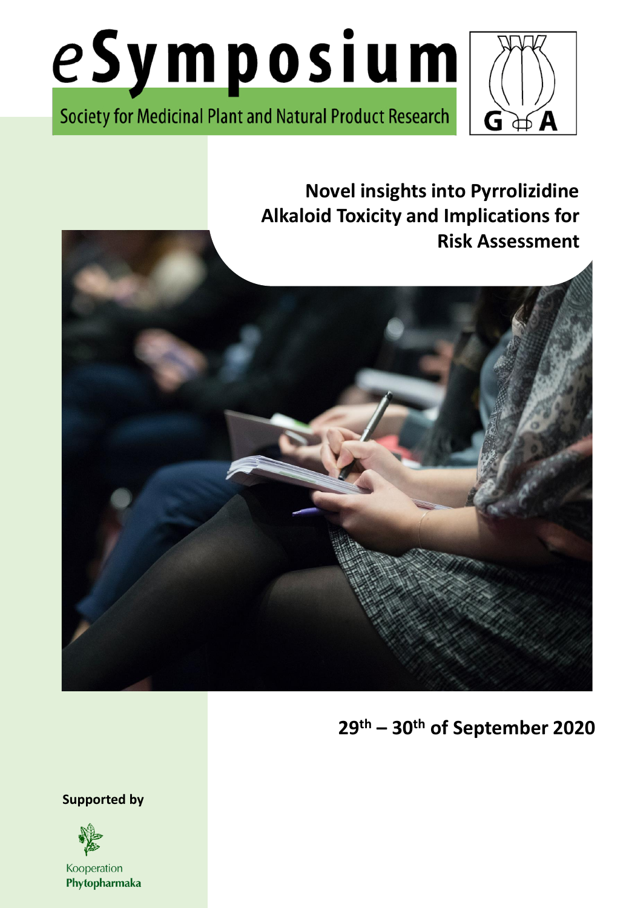# *e*Symposium

Society for Medicinal Plant and Natural Product Research

## Novel insights into Pyrrolizidine Alkaloid Toxicity and Implications for Risk Assessment

**29th – 30th of September 2020**

**Supported by**

Kooperation **Phytopharmaka**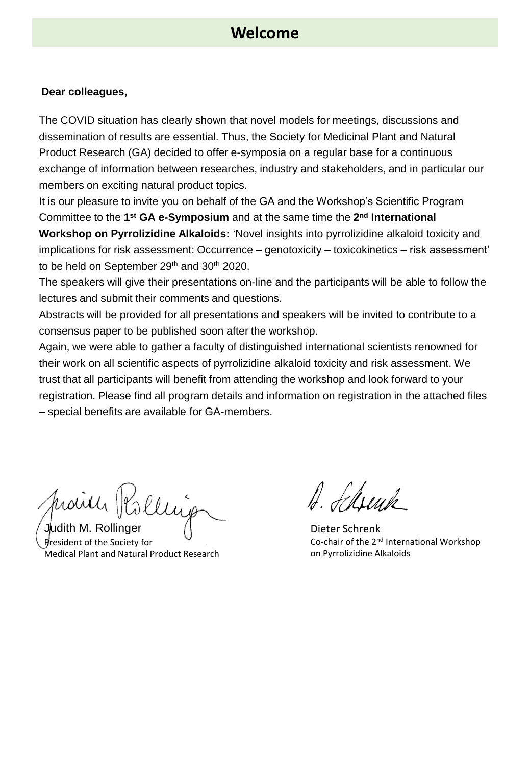# Welcome

**Dear colleagues,**

The COVID situation has clearly shown that novel models for meetings, discussions and dissemination of results are essential. Thus, the Society for Medicinal Plant and Natural Product Research (GA) decided to offer e-symposia on a regular base for a continuous exchange of information between researches, industry and stakeholders, and in particular our members on exciting natural product topics.

It is our pleasure to invite you on behalf of the GA and the Workshop's Scientific Program Committee to the **1st GA e-Symposium** and at the same time the **2nd International Workshop on Pyrrolizidine Alkaloids:** 'Novel insights into pyrrolizidine alkaloid toxicity and implications for risk assessment: Occurrence – genotoxicity – toxicokinetics – risk assessment' to be held on September 29th and 30th 2020.

The speakers will give their presentations on-line and the participants will be able to follow the lectures and submit their comments and questions.

Abstracts will be provided for all presentations and speakers will be invited to contribute to a consensus paper to be published soon after the workshop.

Again, we were able to gather a faculty of distinguished international scientists renowned for their work on all scientific aspects of pyrrolizidine alkaloid toxicity and risk assessment. We trust that all participants will benefit from attending the workshop and look forward to your registration. Please find all program details and information on registration in the attached files – special benefits are available for GA-members.

Judith M. Rollinger
President of the Society for
Medical Plant and Natural Product Research

Dieter Schrenk
Co-chair of the 2nd International Workshop
on Pyrrolizidine Alkaloids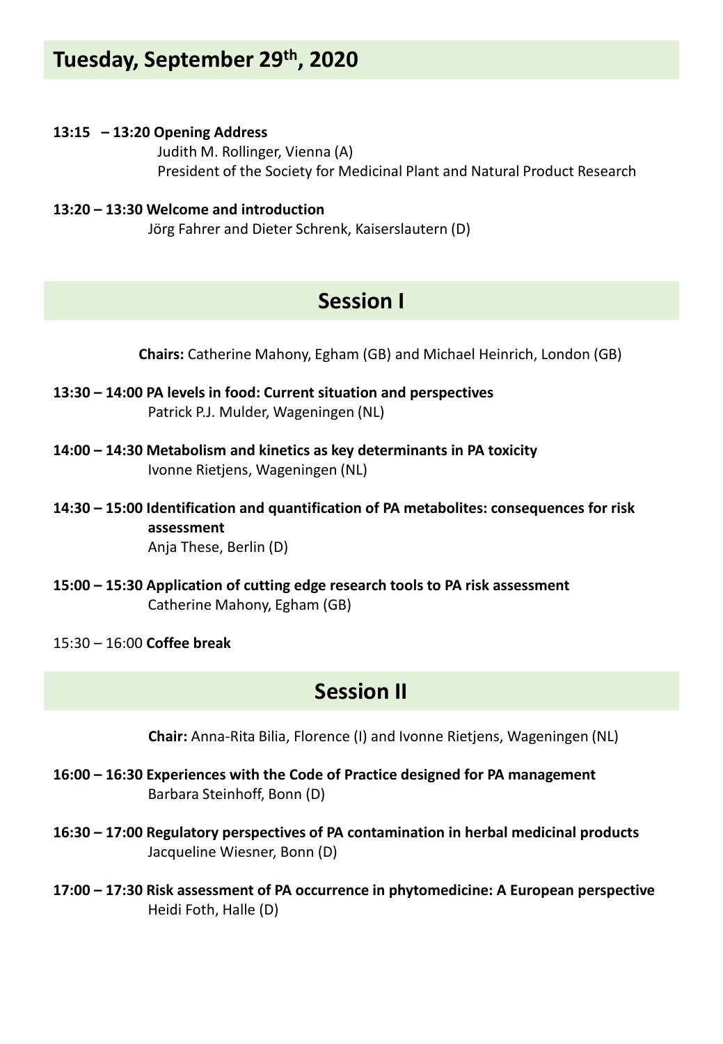## Tuesday, September 29th, 2020

**13:15 – 13:20 Opening Address**
Judith M. Rollinger, Vienna (A)
President of the Society for Medicinal Plant and Natural Product Research

**13:20 – 13:30 Welcome and introduction**
Jörg Fahrer and Dieter Schrenk, Kaiserslautern (D)

## Session I

**Chairs:** Catherine Mahony, Egham (GB) and Michael Heinrich, London (GB)

**13:30 – 14:00 PA levels in food: Current situation and perspectives**
Patrick P.J. Mulder, Wageningen (NL)

**14:00 – 14:30 Metabolism and kinetics as key determinants in PA toxicity**
Ivonne Rietjens, Wageningen (NL)

**14:30 – 15:00 Identification and quantification of PA metabolites: consequences for risk assessment**
Anja These, Berlin (D)

**15:00 – 15:30 Application of cutting edge research tools to PA risk assessment**
Catherine Mahony, Egham (GB)

15:30 – 16:00 **Coffee break**

## Session II

**Chair:** Anna-Rita Bilia, Florence (I) and Ivonne Rietjens, Wageningen (NL)

**16:00 – 16:30 Experiences with the Code of Practice designed for PA management**
Barbara Steinhoff, Bonn (D)

**16:30 – 17:00 Regulatory perspectives of PA contamination in herbal medicinal products**
Jacqueline Wiesner, Bonn (D)

**17:00 – 17:30 Risk assessment of PA occurrence in phytomedicine: A European perspective**
Heidi Foth, Halle (D)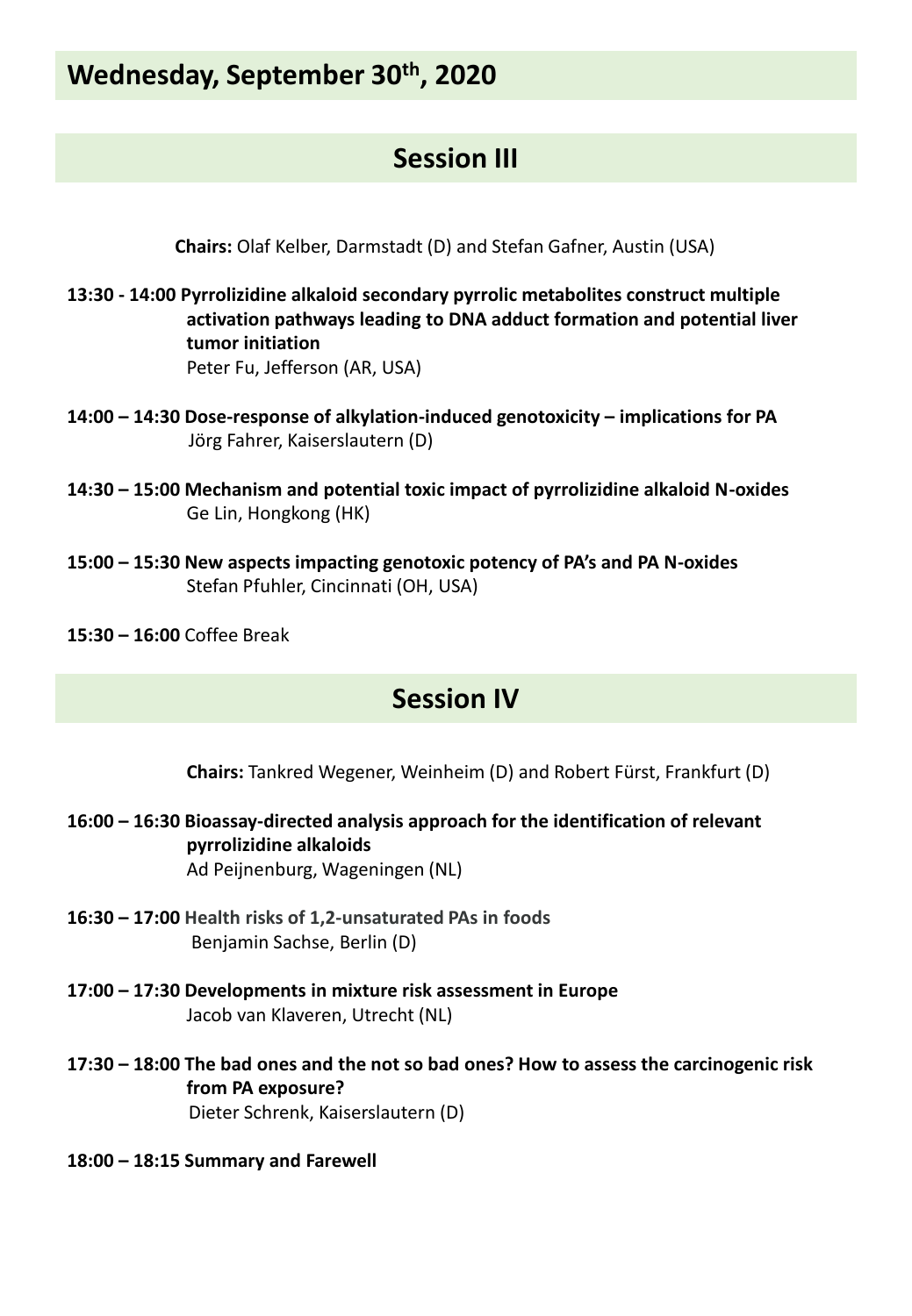# Wednesday, September 30th, 2020

## Session III

**Chairs:** Olaf Kelber, Darmstadt (D) and Stefan Gafner, Austin (USA)

**13:30 - 14:00 Pyrrolizidine alkaloid secondary pyrrolic metabolites construct multiple activation pathways leading to DNA adduct formation and potential liver tumor initiation**
Peter Fu, Jefferson (AR, USA)

**14:00 – 14:30 Dose-response of alkylation-induced genotoxicity – implications for PA**
Jörg Fahrer, Kaiserslautern (D)

**14:30 – 15:00 Mechanism and potential toxic impact of pyrrolizidine alkaloid N-oxides**
Ge Lin, Hongkong (HK)

**15:00 – 15:30 New aspects impacting genotoxic potency of PA's and PA N-oxides**
Stefan Pfuhler, Cincinnati (OH, USA)

**15:30 – 16:00** Coffee Break

## Session IV

**Chairs:** Tankred Wegener, Weinheim (D) and Robert Fürst, Frankfurt (D)

**16:00 – 16:30 Bioassay-directed analysis approach for the identification of relevant pyrrolizidine alkaloids**
Ad Peijnenburg, Wageningen (NL)

**16:30 – 17:00 Health risks of 1,2-unsaturated PAs in foods**
Benjamin Sachse, Berlin (D)

**17:00 – 17:30 Developments in mixture risk assessment in Europe**
Jacob van Klaveren, Utrecht (NL)

**17:30 – 18:00 The bad ones and the not so bad ones? How to assess the carcinogenic risk from PA exposure?**
Dieter Schrenk, Kaiserslautern (D)

**18:00 – 18:15 Summary and Farewell**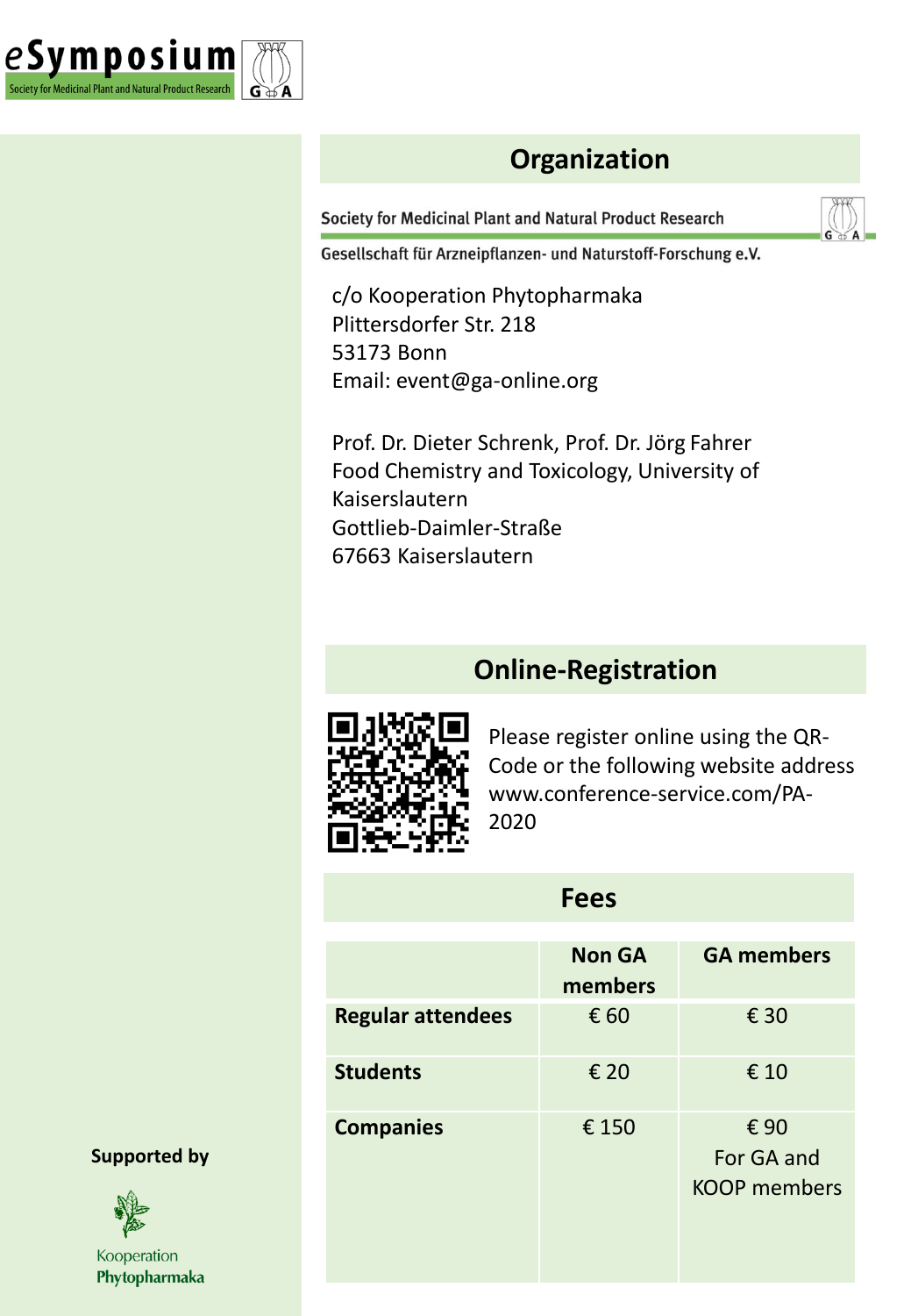**eSymposium**

Society for Medicinal Plant and Natural Product Research

## Organization

Society for Medicinal Plant and Natural Product Research

Gesellschaft für Arzneipflanzen- und Naturstoff-Forschung e.V.

c/o Kooperation Phytopharmaka
Plittersdorfer Str. 218
53173 Bonn
Email: event@ga-online.org

Prof. Dr. Dieter Schrenk, Prof. Dr. Jörg Fahrer
Food Chemistry and Toxicology, University of Kaiserslautern
Gottlieb-Daimler-Straße
67663 Kaiserslautern

## Online-Registration

Please register online using the QR-Code or the following website address www.conference-service.com/PA-2020

## Fees

| | Non GA members | GA members |
|---|---|---|
| **Regular attendees** | € 60 | € 30 |
| **Students** | € 20 | € 10 |
| **Companies** | € 150 | € 90 For GA and KOOP members |

**Supported by**

Kooperation Phytopharmaka